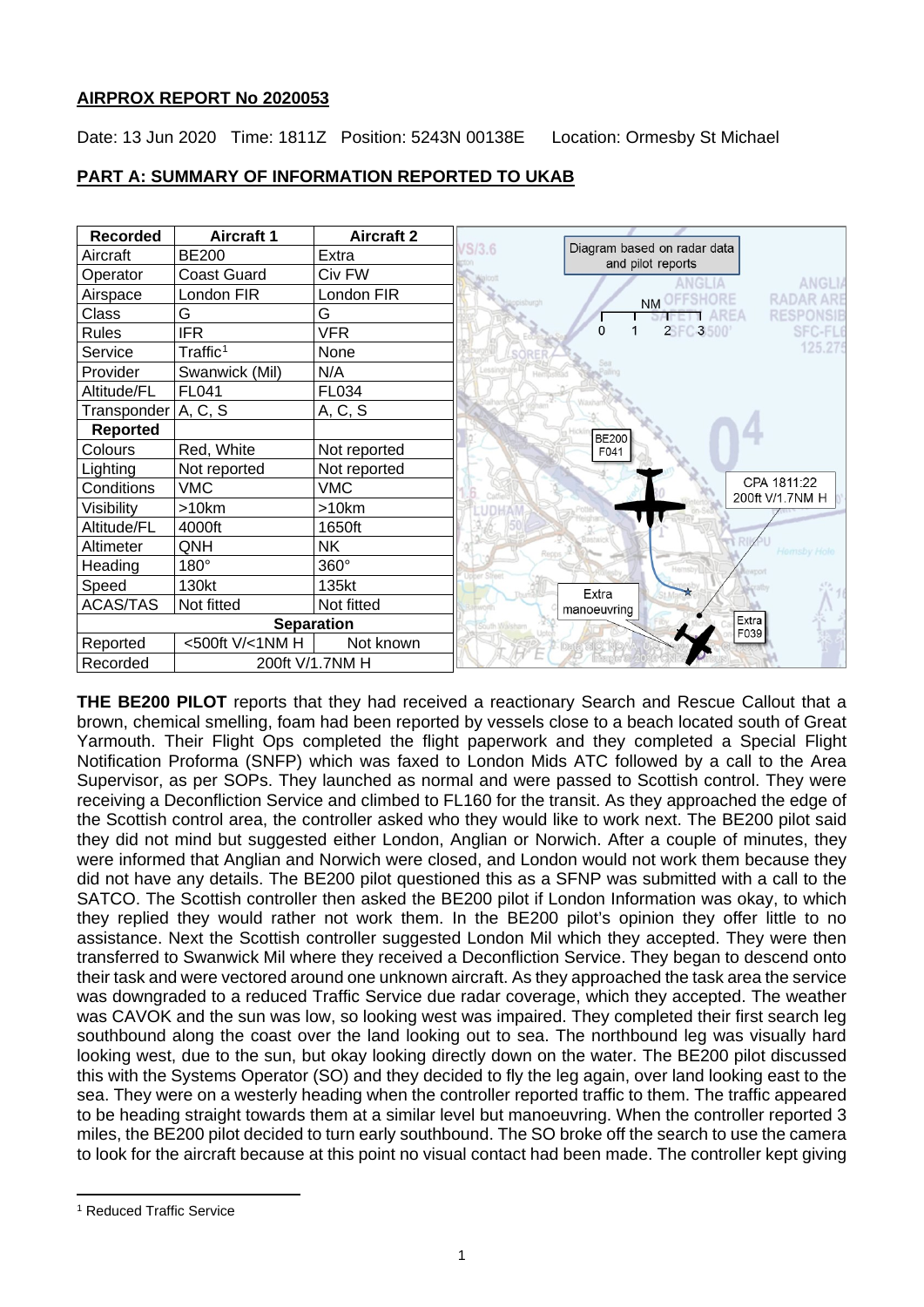## AIRPROX REPORT No 2020053

Date: 13 Jun 2020 Time: 1811Z Position: 5243N 00138E Location: Ormesby St Michael

## PART A: SUMMARY OF INFORMATION REPORTED TO UKAB

| Recorded | Aircraft 1 | Aircraft 2 |
|---|---|---|
| Aircraft | BE200 | Extra |
| Operator | Coast Guard | Civ FW |
| Airspace | London FIR | London FIR |
| Class | G | G |
| Rules | IFR | VFR |
| Service | Traffic[1] | None |
| Provider | Swanwick (Mil) | N/A |
| Altitude/FL | FL041 | FL034 |
| Transponder | A, C, S | A, C, S |
| **Reported** | | |
| Colours | Red, White | Not reported |
| Lighting | Not reported | Not reported |
| Conditions | VMC | VMC |
| Visibility | >10km | >10km |
| Altitude/FL | 4000ft | 1650ft |
| Altimeter | QNH | NK |
| Heading | 180° | 360° |
| Speed | 130kt | 135kt |
| ACAS/TAS | Not fitted | Not fitted |
| **Separation** | | |
| Reported | <500ft V/<1NM H | Not known |
| Recorded | 200ft V/1.7NM H | |

Diagram based on radar data and pilot reports. BE200 F041; Extra F039; Extra manoeuvring; CPA 1811:22 200ft V/1.7NM H.

**THE BE200 PILOT** reports that they had received a reactionary Search and Rescue Callout that a brown, chemical smelling, foam had been reported by vessels close to a beach located south of Great Yarmouth. Their Flight Ops completed the flight paperwork and they completed a Special Flight Notification Proforma (SNFP) which was faxed to London Mids ATC followed by a call to the Area Supervisor, as per SOPs. They launched as normal and were passed to Scottish control. They were receiving a Deconfliction Service and climbed to FL160 for the transit. As they approached the edge of the Scottish control area, the controller asked who they would like to work next. The BE200 pilot said they did not mind but suggested either London, Anglian or Norwich. After a couple of minutes, they were informed that Anglian and Norwich were closed, and London would not work them because they did not have any details. The BE200 pilot questioned this as a SFNP was submitted with a call to the SATCO. The Scottish controller then asked the BE200 pilot if London Information was okay, to which they replied they would rather not work them. In the BE200 pilot's opinion they offer little to no assistance. Next the Scottish controller suggested London Mil which they accepted. They were then transferred to Swanwick Mil where they received a Deconfliction Service. They began to descend onto their task and were vectored around one unknown aircraft. As they approached the task area the service was downgraded to a reduced Traffic Service due radar coverage, which they accepted. The weather was CAVOK and the sun was low, so looking west was impaired. They completed their first search leg southbound along the coast over the land looking out to sea. The northbound leg was visually hard looking west, due to the sun, but okay looking directly down on the water. The BE200 pilot discussed this with the Systems Operator (SO) and they decided to fly the leg again, over land looking east to the sea. They were on a westerly heading when the controller reported traffic to them. The traffic appeared to be heading straight towards them at a similar level but manoeuvring. When the controller reported 3 miles, the BE200 pilot decided to turn early southbound. The SO broke off the search to use the camera to look for the aircraft because at this point no visual contact had been made. The controller kept giving

[1] Reduced Traffic Service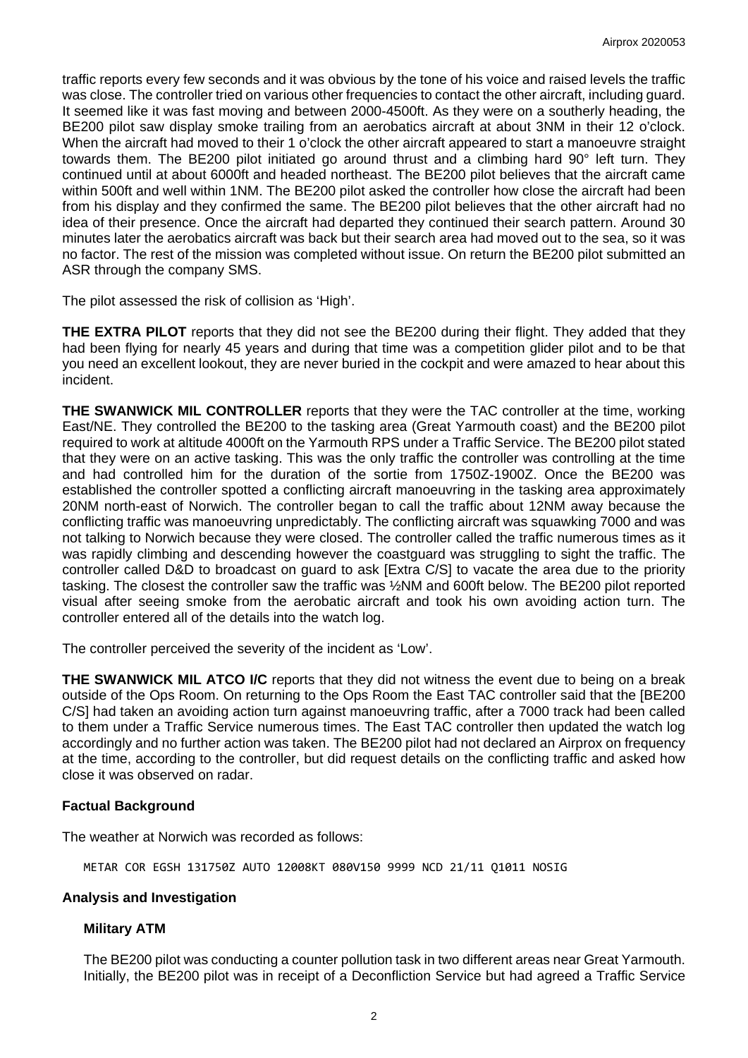traffic reports every few seconds and it was obvious by the tone of his voice and raised levels the traffic was close. The controller tried on various other frequencies to contact the other aircraft, including guard. It seemed like it was fast moving and between 2000-4500ft. As they were on a southerly heading, the BE200 pilot saw display smoke trailing from an aerobatics aircraft at about 3NM in their 12 o'clock. When the aircraft had moved to their 1 o'clock the other aircraft appeared to start a manoeuvre straight towards them. The BE200 pilot initiated go around thrust and a climbing hard 90° left turn. They continued until at about 6000ft and headed northeast. The BE200 pilot believes that the aircraft came within 500ft and well within 1NM. The BE200 pilot asked the controller how close the aircraft had been from his display and they confirmed the same. The BE200 pilot believes that the other aircraft had no idea of their presence. Once the aircraft had departed they continued their search pattern. Around 30 minutes later the aerobatics aircraft was back but their search area had moved out to the sea, so it was no factor. The rest of the mission was completed without issue. On return the BE200 pilot submitted an ASR through the company SMS.

The pilot assessed the risk of collision as 'High'.

**THE EXTRA PILOT** reports that they did not see the BE200 during their flight. They added that they had been flying for nearly 45 years and during that time was a competition glider pilot and to be that you need an excellent lookout, they are never buried in the cockpit and were amazed to hear about this incident.

**THE SWANWICK MIL CONTROLLER** reports that they were the TAC controller at the time, working East/NE. They controlled the BE200 to the tasking area (Great Yarmouth coast) and the BE200 pilot required to work at altitude 4000ft on the Yarmouth RPS under a Traffic Service. The BE200 pilot stated that they were on an active tasking. This was the only traffic the controller was controlling at the time and had controlled him for the duration of the sortie from 1750Z-1900Z. Once the BE200 was established the controller spotted a conflicting aircraft manoeuvring in the tasking area approximately 20NM north-east of Norwich. The controller began to call the traffic about 12NM away because the conflicting traffic was manoeuvring unpredictably. The conflicting aircraft was squawking 7000 and was not talking to Norwich because they were closed. The controller called the traffic numerous times as it was rapidly climbing and descending however the coastguard was struggling to sight the traffic. The controller called D&D to broadcast on guard to ask [Extra C/S] to vacate the area due to the priority tasking. The closest the controller saw the traffic was ½NM and 600ft below. The BE200 pilot reported visual after seeing smoke from the aerobatic aircraft and took his own avoiding action turn. The controller entered all of the details into the watch log.

The controller perceived the severity of the incident as 'Low'.

**THE SWANWICK MIL ATCO I/C** reports that they did not witness the event due to being on a break outside of the Ops Room. On returning to the Ops Room the East TAC controller said that the [BE200 C/S] had taken an avoiding action turn against manoeuvring traffic, after a 7000 track had been called to them under a Traffic Service numerous times. The East TAC controller then updated the watch log accordingly and no further action was taken. The BE200 pilot had not declared an Airprox on frequency at the time, according to the controller, but did request details on the conflicting traffic and asked how close it was observed on radar.

## Factual Background

The weather at Norwich was recorded as follows:

```
METAR COR EGSH 131750Z AUTO 12008KT 080V150 9999 NCD 21/11 Q1011 NOSIG
```

## Analysis and Investigation

### Military ATM

The BE200 pilot was conducting a counter pollution task in two different areas near Great Yarmouth. Initially, the BE200 pilot was in receipt of a Deconfliction Service but had agreed a Traffic Service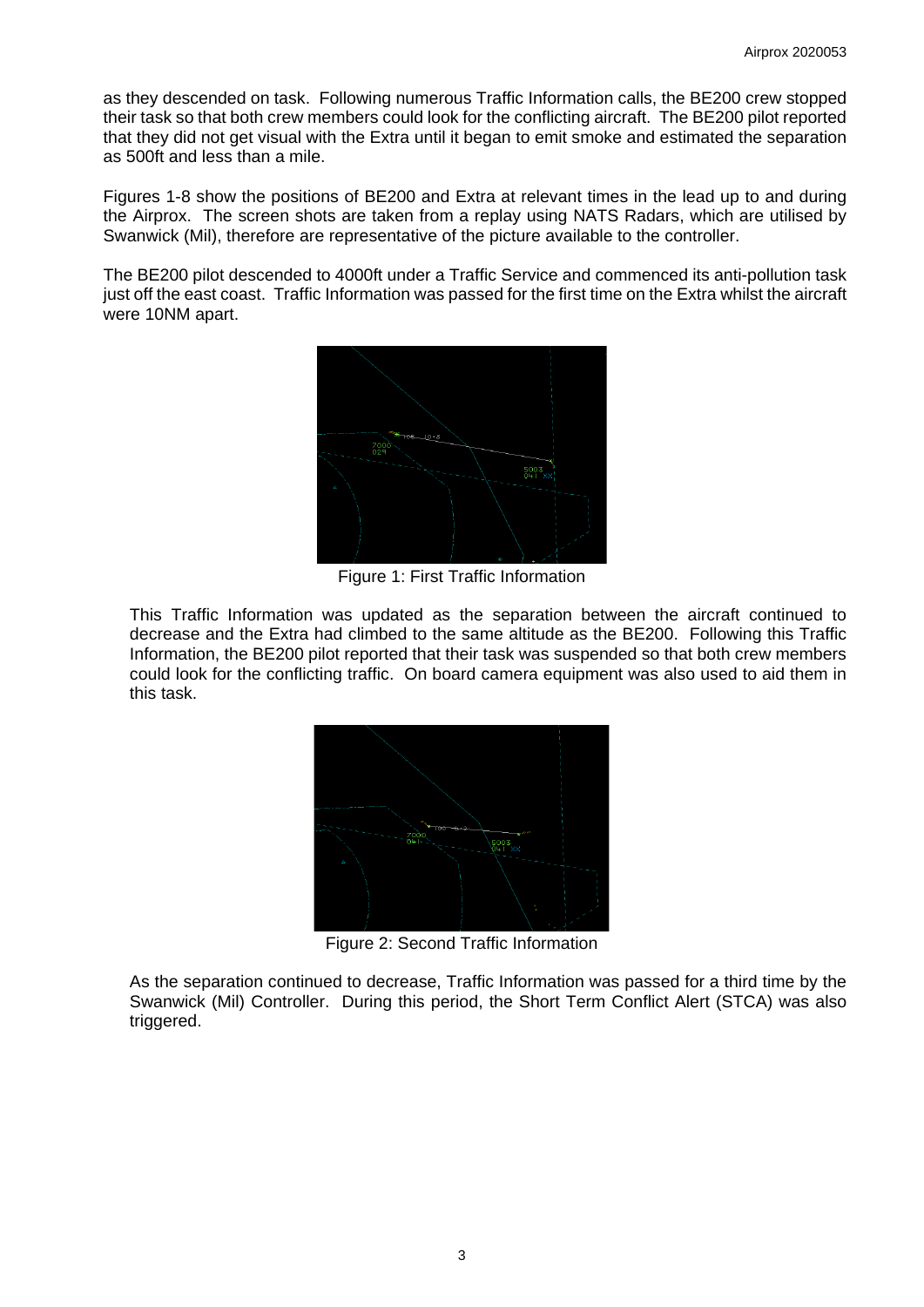as they descended on task. Following numerous Traffic Information calls, the BE200 crew stopped their task so that both crew members could look for the conflicting aircraft. The BE200 pilot reported that they did not get visual with the Extra until it began to emit smoke and estimated the separation as 500ft and less than a mile.

Figures 1-8 show the positions of BE200 and Extra at relevant times in the lead up to and during the Airprox. The screen shots are taken from a replay using NATS Radars, which are utilised by Swanwick (Mil), therefore are representative of the picture available to the controller.

The BE200 pilot descended to 4000ft under a Traffic Service and commenced its anti-pollution task just off the east coast. Traffic Information was passed for the first time on the Extra whilst the aircraft were 10NM apart.

Figure 1: First Traffic Information

This Traffic Information was updated as the separation between the aircraft continued to decrease and the Extra had climbed to the same altitude as the BE200. Following this Traffic Information, the BE200 pilot reported that their task was suspended so that both crew members could look for the conflicting traffic. On board camera equipment was also used to aid them in this task.

Figure 2: Second Traffic Information

As the separation continued to decrease, Traffic Information was passed for a third time by the Swanwick (Mil) Controller. During this period, the Short Term Conflict Alert (STCA) was also triggered.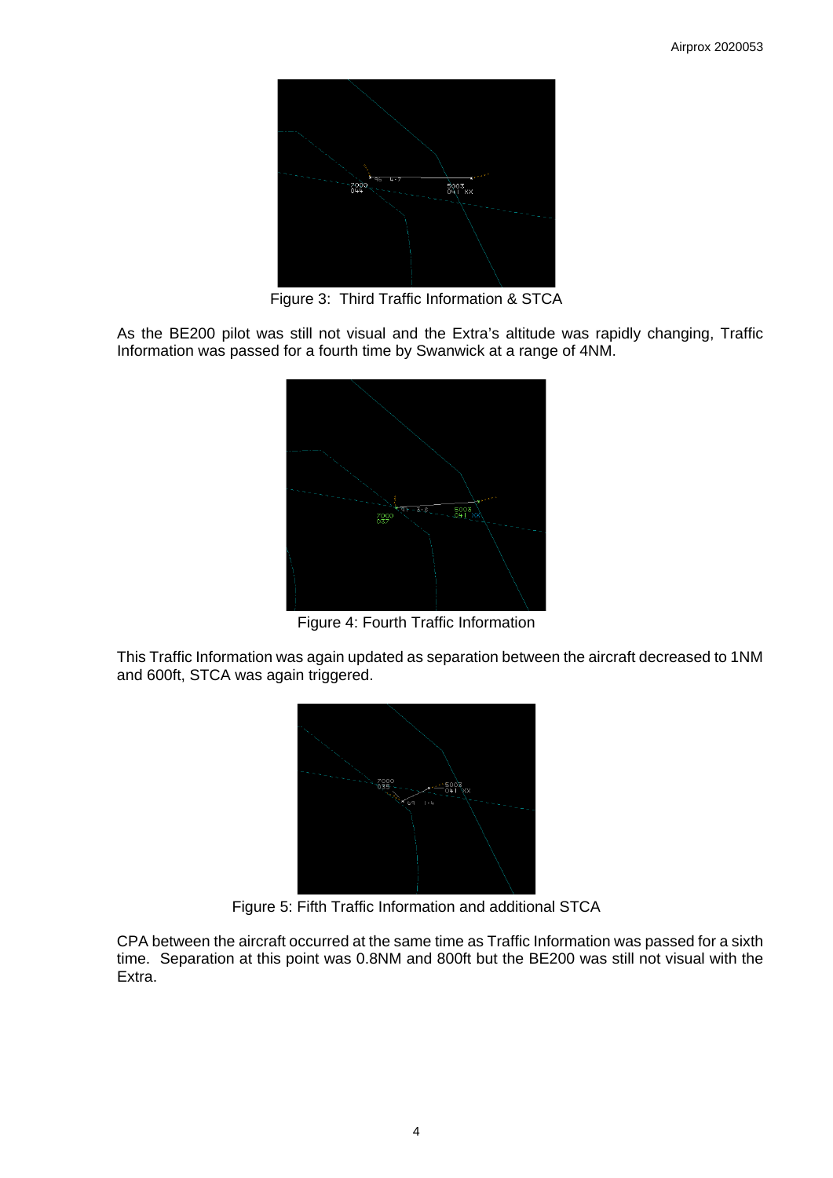Figure 3: Third Traffic Information & STCA

As the BE200 pilot was still not visual and the Extra's altitude was rapidly changing, Traffic Information was passed for a fourth time by Swanwick at a range of 4NM.

Figure 4: Fourth Traffic Information

This Traffic Information was again updated as separation between the aircraft decreased to 1NM and 600ft, STCA was again triggered.

Figure 5: Fifth Traffic Information and additional STCA

CPA between the aircraft occurred at the same time as Traffic Information was passed for a sixth time. Separation at this point was 0.8NM and 800ft but the BE200 was still not visual with the Extra.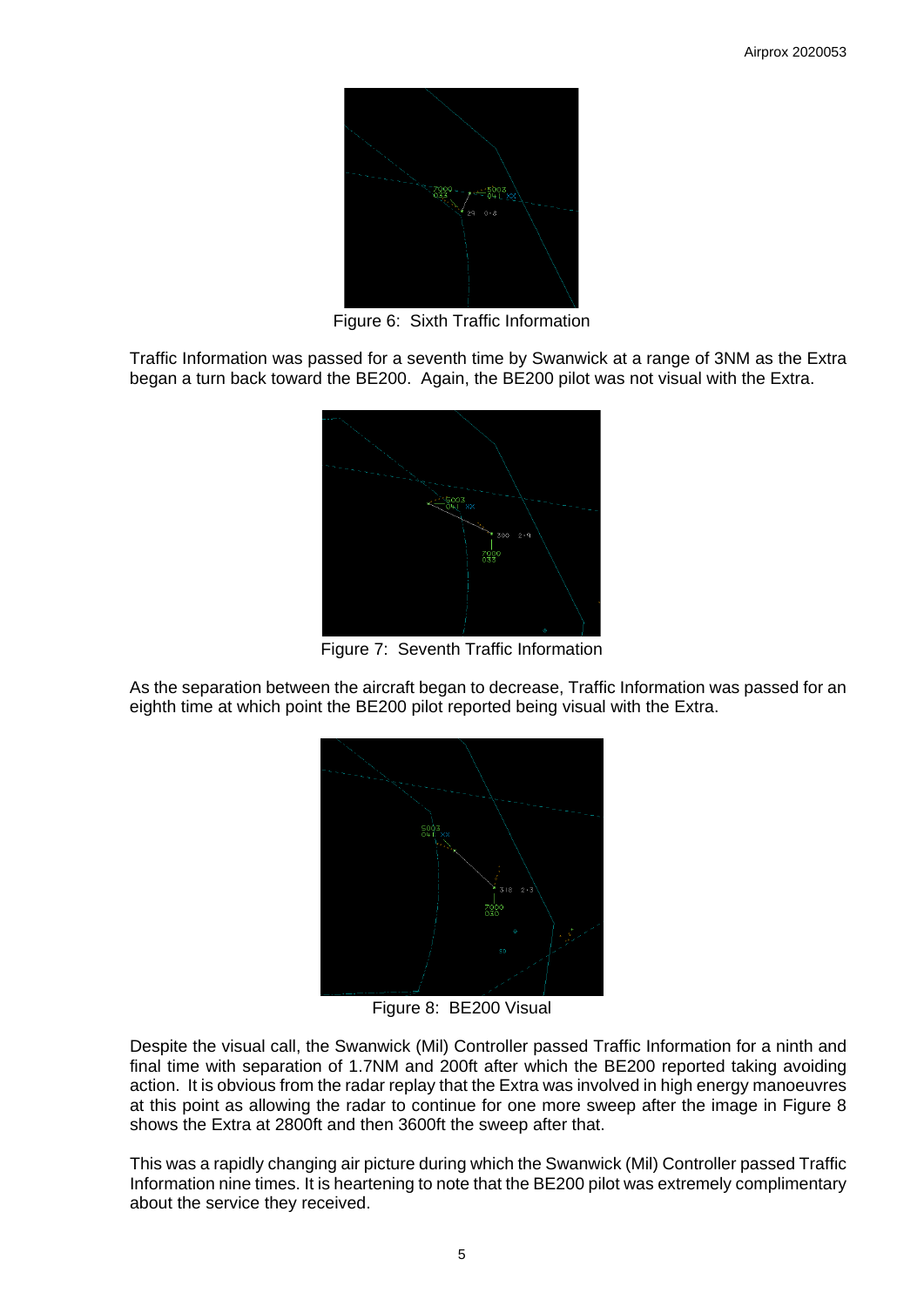Figure 6: Sixth Traffic Information

Traffic Information was passed for a seventh time by Swanwick at a range of 3NM as the Extra began a turn back toward the BE200. Again, the BE200 pilot was not visual with the Extra.

Figure 7: Seventh Traffic Information

As the separation between the aircraft began to decrease, Traffic Information was passed for an eighth time at which point the BE200 pilot reported being visual with the Extra.

Figure 8: BE200 Visual

Despite the visual call, the Swanwick (Mil) Controller passed Traffic Information for a ninth and final time with separation of 1.7NM and 200ft after which the BE200 reported taking avoiding action. It is obvious from the radar replay that the Extra was involved in high energy manoeuvres at this point as allowing the radar to continue for one more sweep after the image in Figure 8 shows the Extra at 2800ft and then 3600ft the sweep after that.

This was a rapidly changing air picture during which the Swanwick (Mil) Controller passed Traffic Information nine times. It is heartening to note that the BE200 pilot was extremely complimentary about the service they received.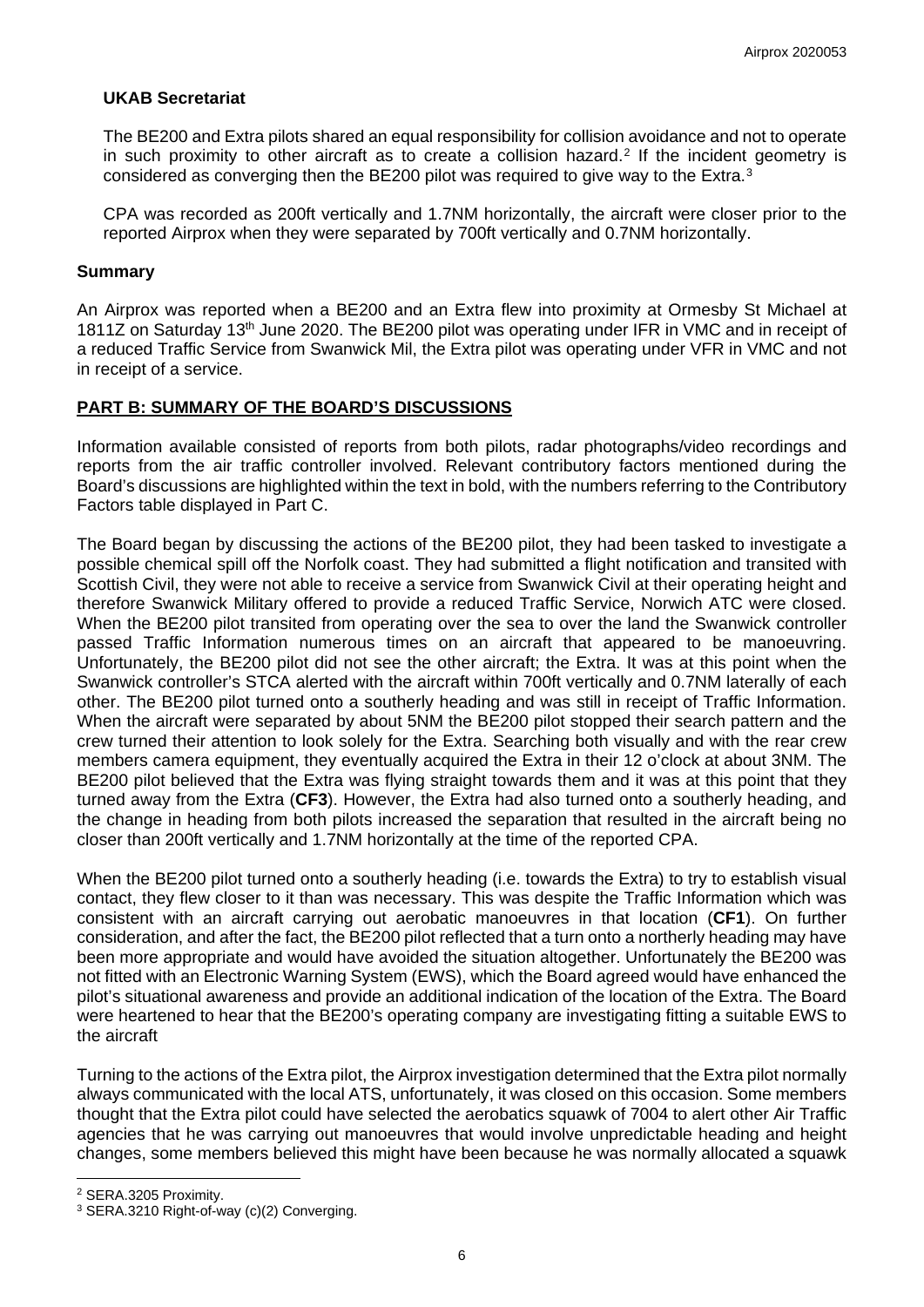**UKAB Secretariat**

The BE200 and Extra pilots shared an equal responsibility for collision avoidance and not to operate in such proximity to other aircraft as to create a collision hazard.[2] If the incident geometry is considered as converging then the BE200 pilot was required to give way to the Extra.[3]

CPA was recorded as 200ft vertically and 1.7NM horizontally, the aircraft were closer prior to the reported Airprox when they were separated by 700ft vertically and 0.7NM horizontally.

## Summary

An Airprox was reported when a BE200 and an Extra flew into proximity at Ormesby St Michael at 1811Z on Saturday 13th June 2020. The BE200 pilot was operating under IFR in VMC and in receipt of a reduced Traffic Service from Swanwick Mil, the Extra pilot was operating under VFR in VMC and not in receipt of a service.

## PART B: SUMMARY OF THE BOARD'S DISCUSSIONS

Information available consisted of reports from both pilots, radar photographs/video recordings and reports from the air traffic controller involved. Relevant contributory factors mentioned during the Board's discussions are highlighted within the text in bold, with the numbers referring to the Contributory Factors table displayed in Part C.

The Board began by discussing the actions of the BE200 pilot, they had been tasked to investigate a possible chemical spill off the Norfolk coast. They had submitted a flight notification and transited with Scottish Civil, they were not able to receive a service from Swanwick Civil at their operating height and therefore Swanwick Military offered to provide a reduced Traffic Service, Norwich ATC were closed. When the BE200 pilot transited from operating over the sea to over the land the Swanwick controller passed Traffic Information numerous times on an aircraft that appeared to be manoeuvring. Unfortunately, the BE200 pilot did not see the other aircraft; the Extra. It was at this point when the Swanwick controller's STCA alerted with the aircraft within 700ft vertically and 0.7NM laterally of each other. The BE200 pilot turned onto a southerly heading and was still in receipt of Traffic Information. When the aircraft were separated by about 5NM the BE200 pilot stopped their search pattern and the crew turned their attention to look solely for the Extra. Searching both visually and with the rear crew members camera equipment, they eventually acquired the Extra in their 12 o'clock at about 3NM. The BE200 pilot believed that the Extra was flying straight towards them and it was at this point that they turned away from the Extra (**CF3**). However, the Extra had also turned onto a southerly heading, and the change in heading from both pilots increased the separation that resulted in the aircraft being no closer than 200ft vertically and 1.7NM horizontally at the time of the reported CPA.

When the BE200 pilot turned onto a southerly heading (i.e. towards the Extra) to try to establish visual contact, they flew closer to it than was necessary. This was despite the Traffic Information which was consistent with an aircraft carrying out aerobatic manoeuvres in that location (**CF1**). On further consideration, and after the fact, the BE200 pilot reflected that a turn onto a northerly heading may have been more appropriate and would have avoided the situation altogether. Unfortunately the BE200 was not fitted with an Electronic Warning System (EWS), which the Board agreed would have enhanced the pilot's situational awareness and provide an additional indication of the location of the Extra. The Board were heartened to hear that the BE200's operating company are investigating fitting a suitable EWS to the aircraft

Turning to the actions of the Extra pilot, the Airprox investigation determined that the Extra pilot normally always communicated with the local ATS, unfortunately, it was closed on this occasion. Some members thought that the Extra pilot could have selected the aerobatics squawk of 7004 to alert other Air Traffic agencies that he was carrying out manoeuvres that would involve unpredictable heading and height changes, some members believed this might have been because he was normally allocated a squawk

---

[2] SERA.3205 Proximity.

[3] SERA.3210 Right-of-way (c)(2) Converging.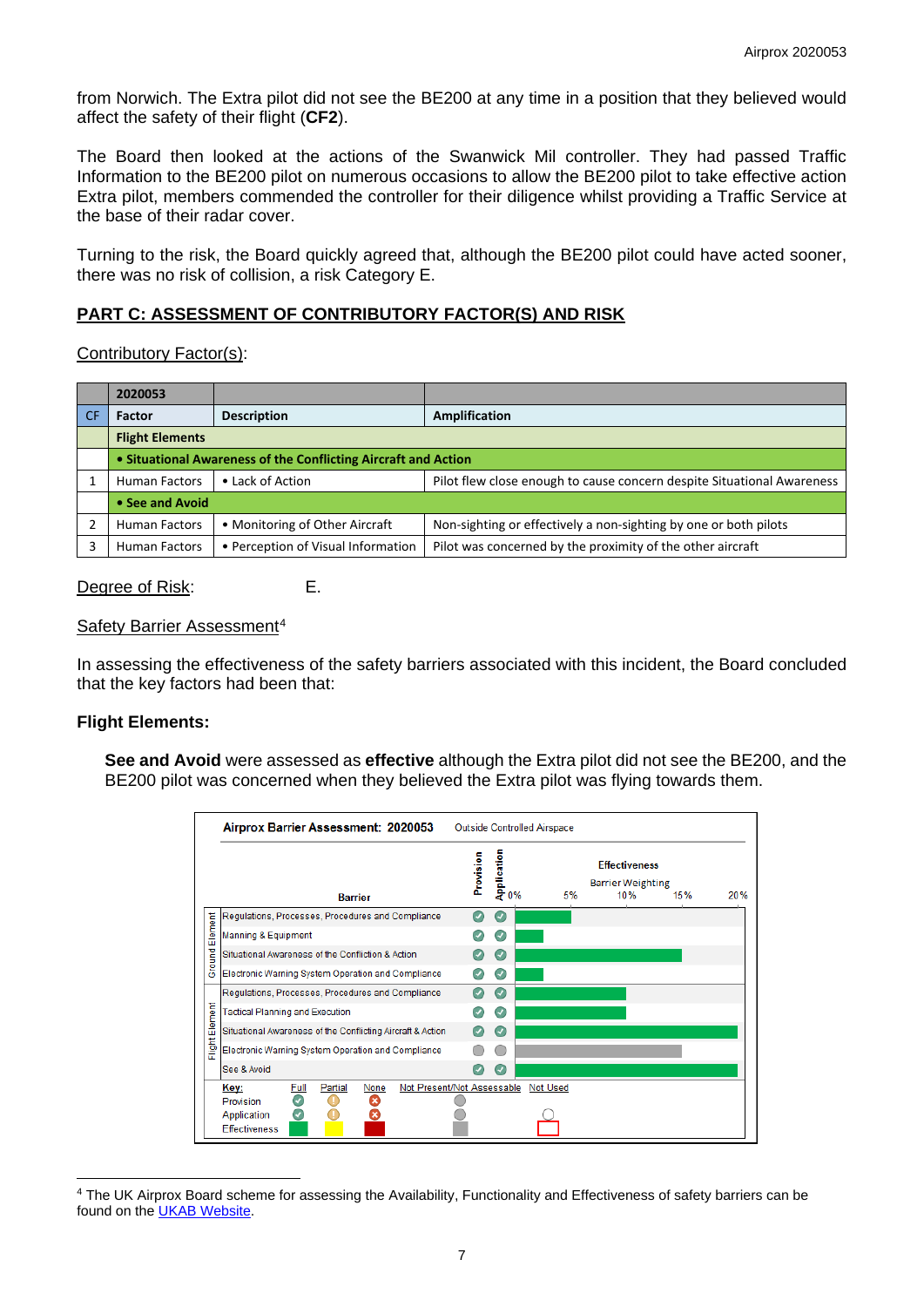from Norwich. The Extra pilot did not see the BE200 at any time in a position that they believed would affect the safety of their flight (**CF2**).

The Board then looked at the actions of the Swanwick Mil controller. They had passed Traffic Information to the BE200 pilot on numerous occasions to allow the BE200 pilot to take effective action Extra pilot, members commended the controller for their diligence whilst providing a Traffic Service at the base of their radar cover.

Turning to the risk, the Board quickly agreed that, although the BE200 pilot could have acted sooner, there was no risk of collision, a risk Category E.

## PART C: ASSESSMENT OF CONTRIBUTORY FACTOR(S) AND RISK

Contributory Factor(s):

| | 2020053 | | |
|---|---|---|---|
| CF | Factor | Description | Amplification |
| | **Flight Elements** | | |
| | **• Situational Awareness of the Conflicting Aircraft and Action** | | |
| 1 | Human Factors | • Lack of Action | Pilot flew close enough to cause concern despite Situational Awareness |
| | **• See and Avoid** | | |
| 2 | Human Factors | • Monitoring of Other Aircraft | Non-sighting or effectively a non-sighting by one or both pilots |
| 3 | Human Factors | • Perception of Visual Information | Pilot was concerned by the proximity of the other aircraft |

Degree of Risk: E.

Safety Barrier Assessment[4]

In assessing the effectiveness of the safety barriers associated with this incident, the Board concluded that the key factors had been that:

**Flight Elements:**

**See and Avoid** were assessed as **effective** although the Extra pilot did not see the BE200, and the BE200 pilot was concerned when they believed the Extra pilot was flying towards them.

Airprox Barrier Assessment: 2020053
Outside Controlled Airspace

Barrier
Provision
Application
Effectiveness
Barrier Weighting
0% 5% 10% 15% 20%

Ground Element
Regulations, Processes, Procedures and Compliance
Manning & Equipment
Situational Awareness of the Confliction & Action
Electronic Warning System Operation and Compliance

Flight Element
Regulations, Processes, Procedures and Compliance
Tactical Planning and Execution
Situational Awareness of the Conflicting Aircraft & Action
Electronic Warning System Operation and Compliance
See & Avoid

Key: Full Partial None Not Present/Not Assessable Not Used
Provision
Application
Effectiveness

[4] The UK Airprox Board scheme for assessing the Availability, Functionality and Effectiveness of safety barriers can be found on the UKAB Website.